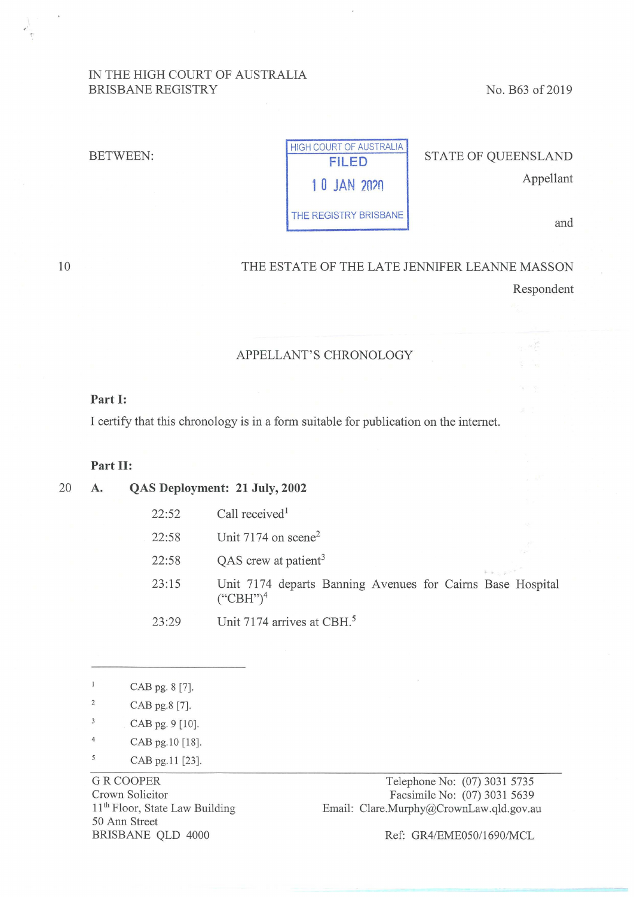IN THE HIGH COURT OF AUSTRALIA
BRISBANE REGISTRY

No. B63 of 2019

HIGH COURT OF AUSTRALIA
FILED
10 JAN 2020
THE REGISTRY BRISBANE

BETWEEN:

STATE OF QUEENSLAND
Appellant

and

THE ESTATE OF THE LATE JENNIFER LEANNE MASSON
Respondent

## APPELLANT'S CHRONOLOGY

**Part I:**

I certify that this chronology is in a form suitable for publication on the internet.

**Part II:**

**A. QAS Deployment: 21 July, 2002**

| | |
|---|---|
| 22:52 | Call received[1] |
| 22:58 | Unit 7174 on scene[2] |
| 22:58 | QAS crew at patient[3] |
| 23:15 | Unit 7174 departs Banning Avenues for Cairns Base Hospital ("CBH")[4] |
| 23:29 | Unit 7174 arrives at CBH.[5] |

---

1 CAB pg. 8 [7].

2 CAB pg.8 [7].

3 CAB pg. 9 [10].

4 CAB pg.10 [18].

5 CAB pg.11 [23].

G R COOPER
Crown Solicitor
11th Floor, State Law Building
50 Ann Street
BRISBANE QLD 4000

Telephone No: (07) 3031 5735
Facsimile No: (07) 3031 5639
Email: Clare.Murphy@CrownLaw.qld.gov.au

Ref: GR4/EME050/1690/MCL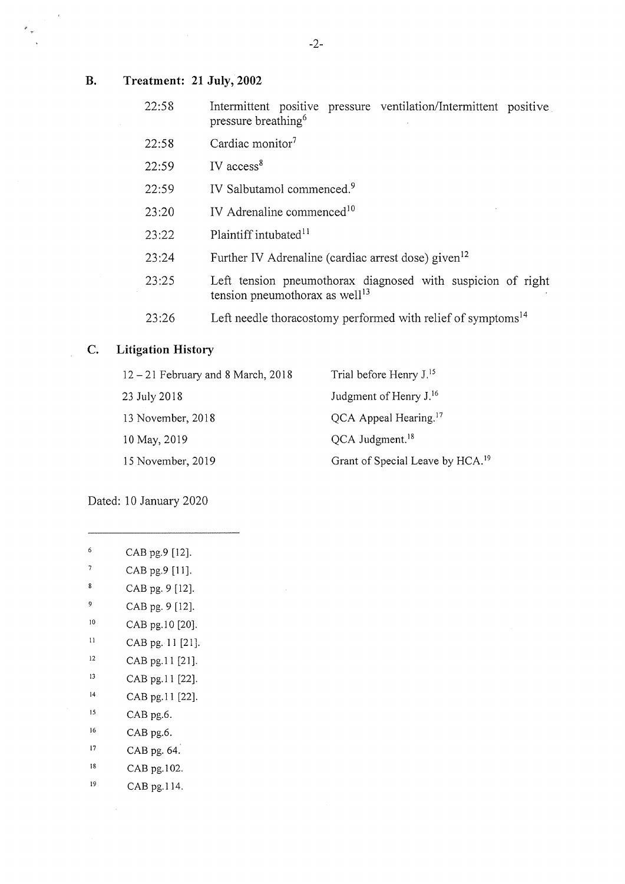## B. Treatment: 21 July, 2002

| | |
|---|---|
| 22:58 | Intermittent positive pressure ventilation/Intermittent positive pressure breathing[6] |
| 22:58 | Cardiac monitor[7] |
| 22:59 | IV access[8] |
| 22:59 | IV Salbutamol commenced.[9] |
| 23:20 | IV Adrenaline commenced[10] |
| 23:22 | Plaintiff intubated[11] |
| 23:24 | Further IV Adrenaline (cardiac arrest dose) given[12] |
| 23:25 | Left tension pneumothorax diagnosed with suspicion of right tension pneumothorax as well[13] |
| 23:26 | Left needle thoracostomy performed with relief of symptoms[14] |

## C. Litigation History

| | |
|---|---|
| 12 – 21 February and 8 March, 2018 | Trial before Henry J.[15] |
| 23 July 2018 | Judgment of Henry J.[16] |
| 13 November, 2018 | QCA Appeal Hearing.[17] |
| 10 May, 2019 | QCA Judgment.[18] |
| 15 November, 2019 | Grant of Special Leave by HCA.[19] |

Dated: 10 January 2020

---

6 CAB pg.9 [12].

7 CAB pg.9 [11].

8 CAB pg. 9 [12].

9 CAB pg. 9 [12].

10 CAB pg.10 [20].

11 CAB pg. 11 [21].

12 CAB pg.11 [21].

13 CAB pg.11 [22].

14 CAB pg.11 [22].

15 CAB pg.6.

16 CAB pg.6.

17 CAB pg. 64.

18 CAB pg.102.

19 CAB pg.114.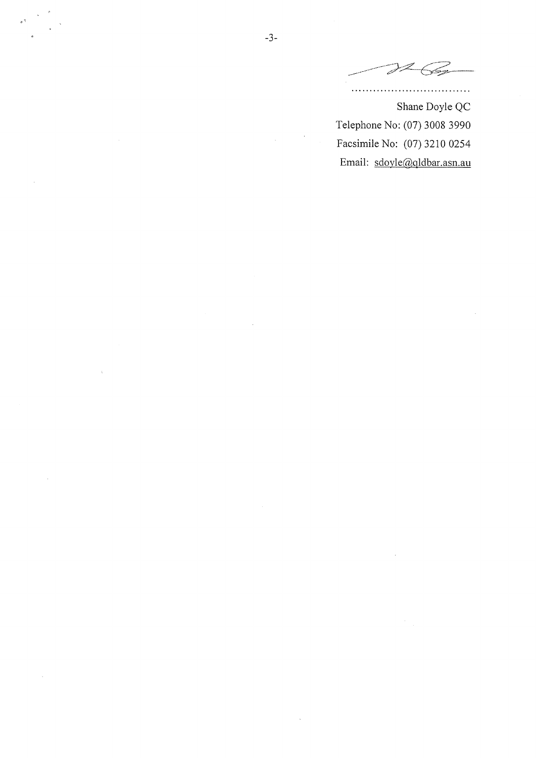................................

Shane Doyle QC

Telephone No: (07) 3008 3990

Facsimile No: (07) 3210 0254

Email: sdoyle@qldbar.asn.au